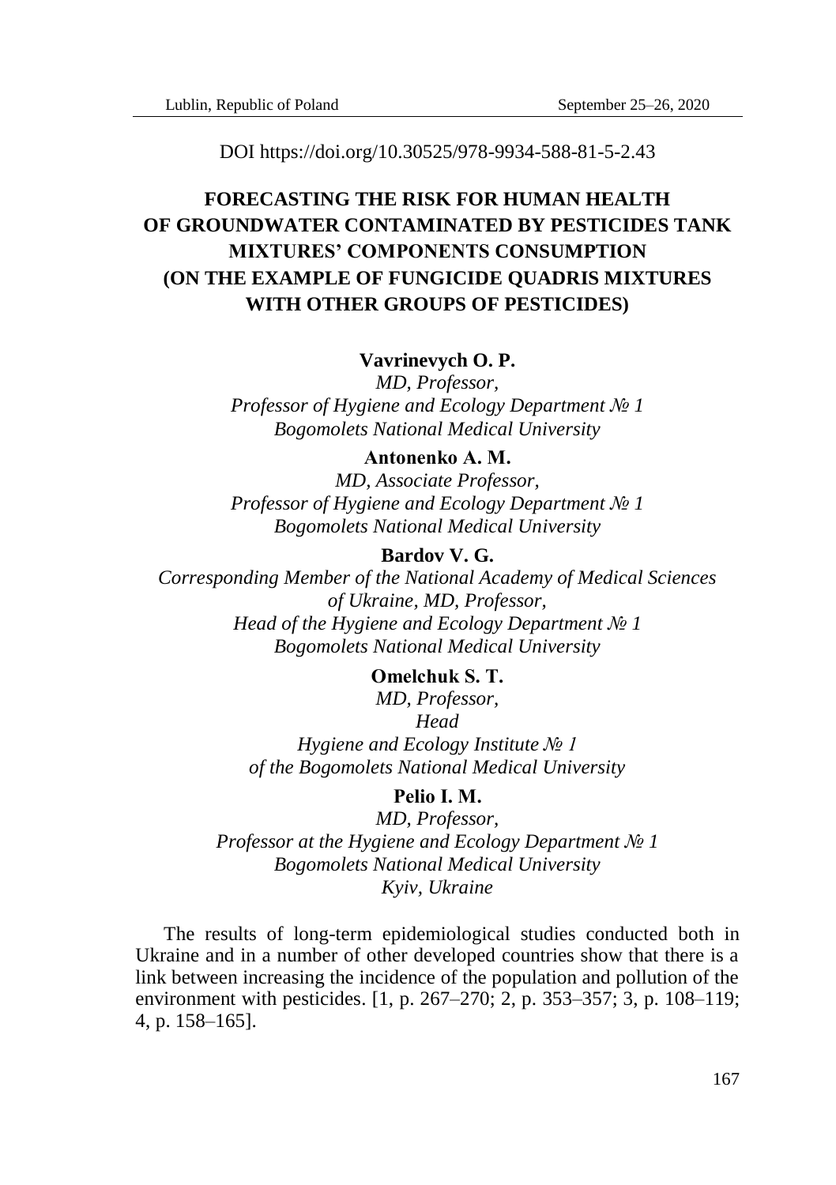DOI https://doi.org/10.30525/978-9934-588-81-5-2.43

# FORECASTING THE RISK FOR HUMAN HEALTH OF GROUNDWATER CONTAMINATED BY PESTICIDES TANK MIXTURES' COMPONENTS CONSUMPTION (ON THE EXAMPLE OF FUNGICIDE QUADRIS MIXTURES WITH OTHER GROUPS OF PESTICIDES)

**Vavrinevych O. P.**
*MD, Professor,*
*Professor of Hygiene and Ecology Department № 1*
*Bogomolets National Medical University*

**Antonenko A. M.**
*MD, Associate Professor,*
*Professor of Hygiene and Ecology Department № 1*
*Bogomolets National Medical University*

**Bardov V. G.**
*Corresponding Member of the National Academy of Medical Sciences of Ukraine, MD, Professor,*
*Head of the Hygiene and Ecology Department № 1*
*Bogomolets National Medical University*

**Omelchuk S. T.**
*MD, Professor,*
*Head*
*Hygiene and Ecology Institute № 1*
*of the Bogomolets National Medical University*

**Pelio I. M.**
*MD, Professor,*
*Professor at the Hygiene and Ecology Department № 1*
*Bogomolets National Medical University*
*Kyiv, Ukraine*

The results of long-term epidemiological studies conducted both in Ukraine and in a number of other developed countries show that there is a link between increasing the incidence of the population and pollution of the environment with pesticides. [1, p. 267–270; 2, p. 353–357; 3, p. 108–119; 4, p. 158–165].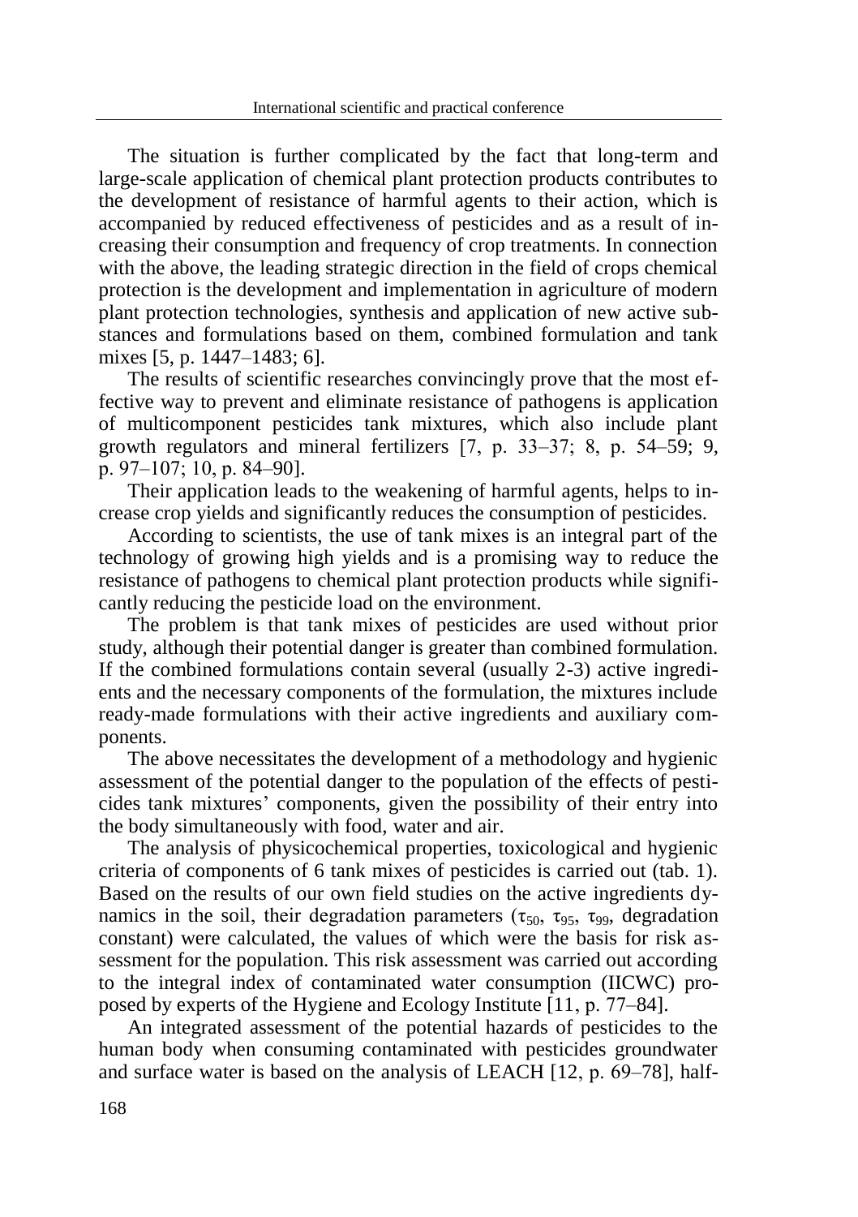The situation is further complicated by the fact that long-term and large-scale application of chemical plant protection products contributes to the development of resistance of harmful agents to their action, which is accompanied by reduced effectiveness of pesticides and as a result of increasing their consumption and frequency of crop treatments. In connection with the above, the leading strategic direction in the field of crops chemical protection is the development and implementation in agriculture of modern plant protection technologies, synthesis and application of new active substances and formulations based on them, combined formulation and tank mixes [5, p. 1447–1483; 6].

The results of scientific researches convincingly prove that the most effective way to prevent and eliminate resistance of pathogens is application of multicomponent pesticides tank mixtures, which also include plant growth regulators and mineral fertilizers [7, p. 33–37; 8, p. 54–59; 9, p. 97–107; 10, p. 84–90].

Their application leads to the weakening of harmful agents, helps to increase crop yields and significantly reduces the consumption of pesticides.

According to scientists, the use of tank mixes is an integral part of the technology of growing high yields and is a promising way to reduce the resistance of pathogens to chemical plant protection products while significantly reducing the pesticide load on the environment.

The problem is that tank mixes of pesticides are used without prior study, although their potential danger is greater than combined formulation. If the combined formulations contain several (usually 2-3) active ingredients and the necessary components of the formulation, the mixtures include ready-made formulations with their active ingredients and auxiliary components.

The above necessitates the development of a methodology and hygienic assessment of the potential danger to the population of the effects of pesticides tank mixtures' components, given the possibility of their entry into the body simultaneously with food, water and air.

The analysis of physicochemical properties, toxicological and hygienic criteria of components of 6 tank mixes of pesticides is carried out (tab. 1). Based on the results of our own field studies on the active ingredients dynamics in the soil, their degradation parameters ($\tau_{50}$, $\tau_{95}$, $\tau_{99}$, degradation constant) were calculated, the values of which were the basis for risk assessment for the population. This risk assessment was carried out according to the integral index of contaminated water consumption (IICWC) proposed by experts of the Hygiene and Ecology Institute [11, p. 77–84].

An integrated assessment of the potential hazards of pesticides to the human body when consuming contaminated with pesticides groundwater and surface water is based on the analysis of LEACH [12, p. 69–78], half-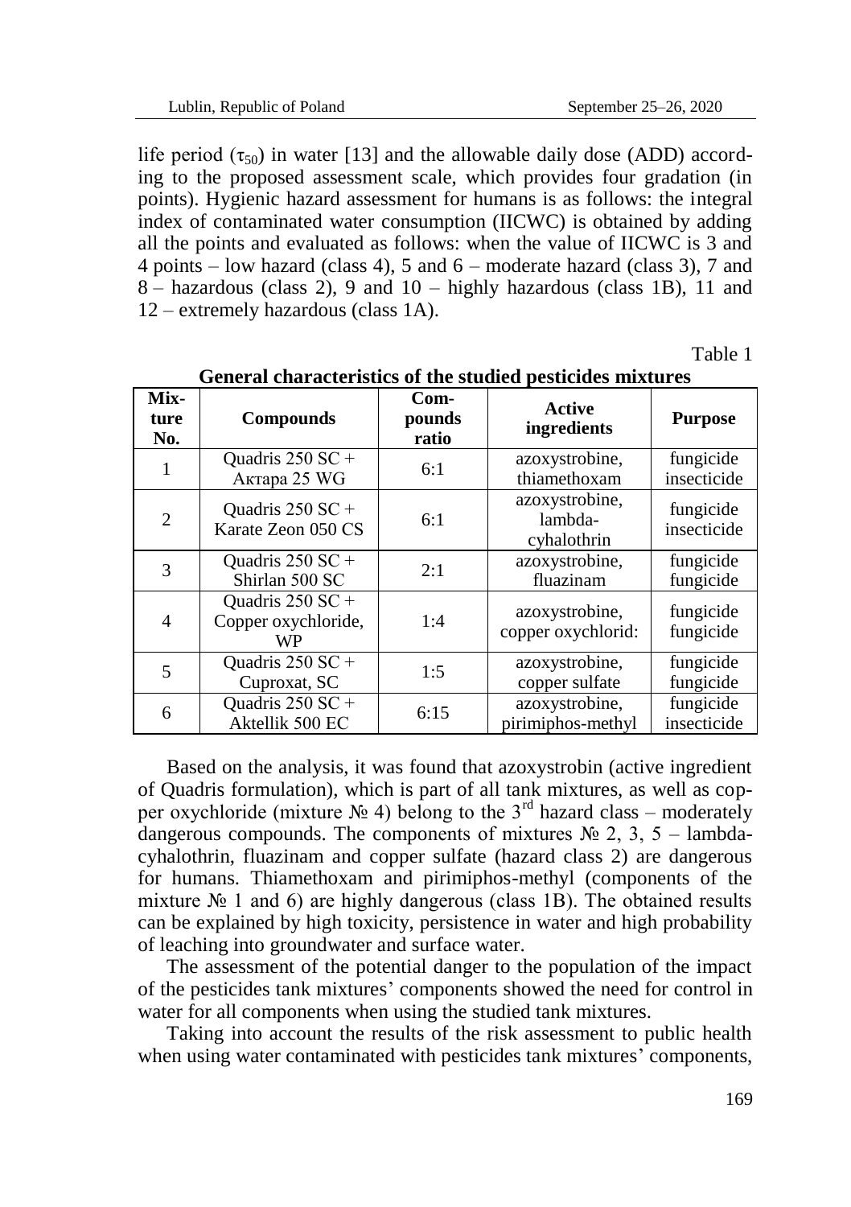life period ($\tau_{50}$) in water [13] and the allowable daily dose (ADD) according to the proposed assessment scale, which provides four gradation (in points). Hygienic hazard assessment for humans is as follows: the integral index of contaminated water consumption (IICWC) is obtained by adding all the points and evaluated as follows: when the value of IICWC is 3 and 4 points – low hazard (class 4), 5 and 6 – moderate hazard (class 3), 7 and 8 – hazardous (class 2), 9 and 10 – highly hazardous (class 1B), 11 and 12 – extremely hazardous (class 1A).

Table 1

**General characteristics of the studied pesticides mixtures**

| Mixture No. | Compounds | Compounds ratio | Active ingredients | Purpose |
|---|---|---|---|---|
| 1 | Quadris 250 SC + Актара 25 WG | 6:1 | azoxystrobine, thiamethoxam | fungicide insecticide |
| 2 | Quadris 250 SC + Karate Zeon 050 CS | 6:1 | azoxystrobine, lambda-cyhalothrin | fungicide insecticide |
| 3 | Quadris 250 SC + Shirlan 500 SC | 2:1 | azoxystrobine, fluazinam | fungicide fungicide |
| 4 | Quadris 250 SC + Copper oxychloride, WP | 1:4 | azoxystrobine, copper oxychlorid: | fungicide fungicide |
| 5 | Quadris 250 SC + Cuproxat, SC | 1:5 | azoxystrobine, copper sulfate | fungicide fungicide |
| 6 | Quadris 250 SC + Aktellik 500 EC | 6:15 | azoxystrobine, pirimiphos-methyl | fungicide insecticide |

Based on the analysis, it was found that azoxystrobin (active ingredient of Quadris formulation), which is part of all tank mixtures, as well as copper oxychloride (mixture № 4) belong to the 3rd hazard class – moderately dangerous compounds. The components of mixtures № 2, 3, 5 – lambda-cyhalothrin, fluazinam and copper sulfate (hazard class 2) are dangerous for humans. Thiamethoxam and pirimiphos-methyl (components of the mixture № 1 and 6) are highly dangerous (class 1B). The obtained results can be explained by high toxicity, persistence in water and high probability of leaching into groundwater and surface water.

The assessment of the potential danger to the population of the impact of the pesticides tank mixtures' components showed the need for control in water for all components when using the studied tank mixtures.

Taking into account the results of the risk assessment to public health when using water contaminated with pesticides tank mixtures' components,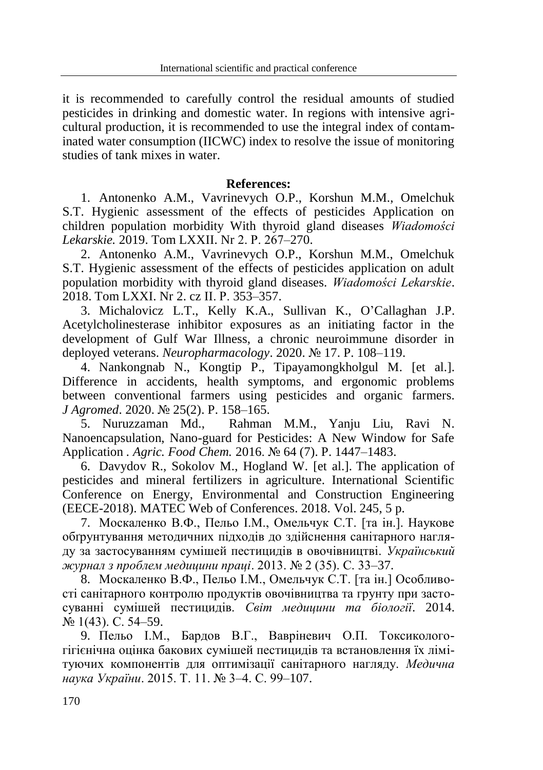it is recommended to carefully control the residual amounts of studied pesticides in drinking and domestic water. In regions with intensive agricultural production, it is recommended to use the integral index of contaminated water consumption (IICWC) index to resolve the issue of monitoring studies of tank mixes in water.

**References:**

1. Antonenko A.M., Vavrinevych O.P., Korshun M.M., Omelchuk S.T. Hygienic assessment of the effects of pesticides Application on children population morbidity With thyroid gland diseases *Wiadomości Lekarskie.* 2019. Tom LXXII. Nr 2. P. 267–270.
2. Antonenko A.M., Vavrinevych O.P., Korshun M.M., Omelchuk S.T. Hygienic assessment of the effects of pesticides application on adult population morbidity with thyroid gland diseases. *Wiadomości Lekarskie*. 2018. Tom LXXI. Nr 2. cz II. P. 353–357.
3. Michalovicz L.T., Kelly K.A., Sullivan K., O'Callaghan J.P. Acetylcholinesterase inhibitor exposures as an initiating factor in the development of Gulf War Illness, a chronic neuroimmune disorder in deployed veterans. *Neuropharmacology*. 2020. № 17. P. 108–119.
4. Nankongnab N., Kongtip P., Tipayamongkholgul M. [et al.]. Difference in accidents, health symptoms, and ergonomic problems between conventional farmers using pesticides and organic farmers. *J Agromed*. 2020. № 25(2). P. 158–165.
5. Nuruzzaman Md., Rahman M.M., Yanju Liu, Ravi N. Nanoencapsulation, Nano-guard for Pesticides: A New Window for Safe Application . *Agric. Food Chem.* 2016. № 64 (7). P. 1447–1483.
6. Davydov R., Sokolov M., Hogland W. [et al.]. The application of pesticides and mineral fertilizers in agriculture. International Scientific Conference on Energy, Environmental and Construction Engineering (EECE-2018). MATEC Web of Conferences. 2018. Vol. 245, 5 p.
7. Москаленко В.Ф., Пельо І.М., Омельчук С.Т. [та ін.]. Наукове обґрунтування методичних підходів до здійснення санітарного нагляду за застосуванням сумішей пестицидів в овочівництві. *Український журнал з проблем медицини праці*. 2013. № 2 (35). С. 33–37.
8. Москаленко В.Ф., Пельо І.М., Омельчук С.Т. [та ін.] Особливості санітарного контролю продуктів овочівництва та грунту при застосуванні сумішей пестицидів. *Світ медицини та біології*. 2014. № 1(43). С. 54–59.
9. Пельо І.М., Бардов В.Г., Вавріневич О.П. Токсиколого-гігієнічна оцінка бакових сумішей пестицидів та встановлення їх лімітуючих компонентів для оптимізації санітарного нагляду. *Медична наука України*. 2015. Т. 11. № 3–4. С. 99–107.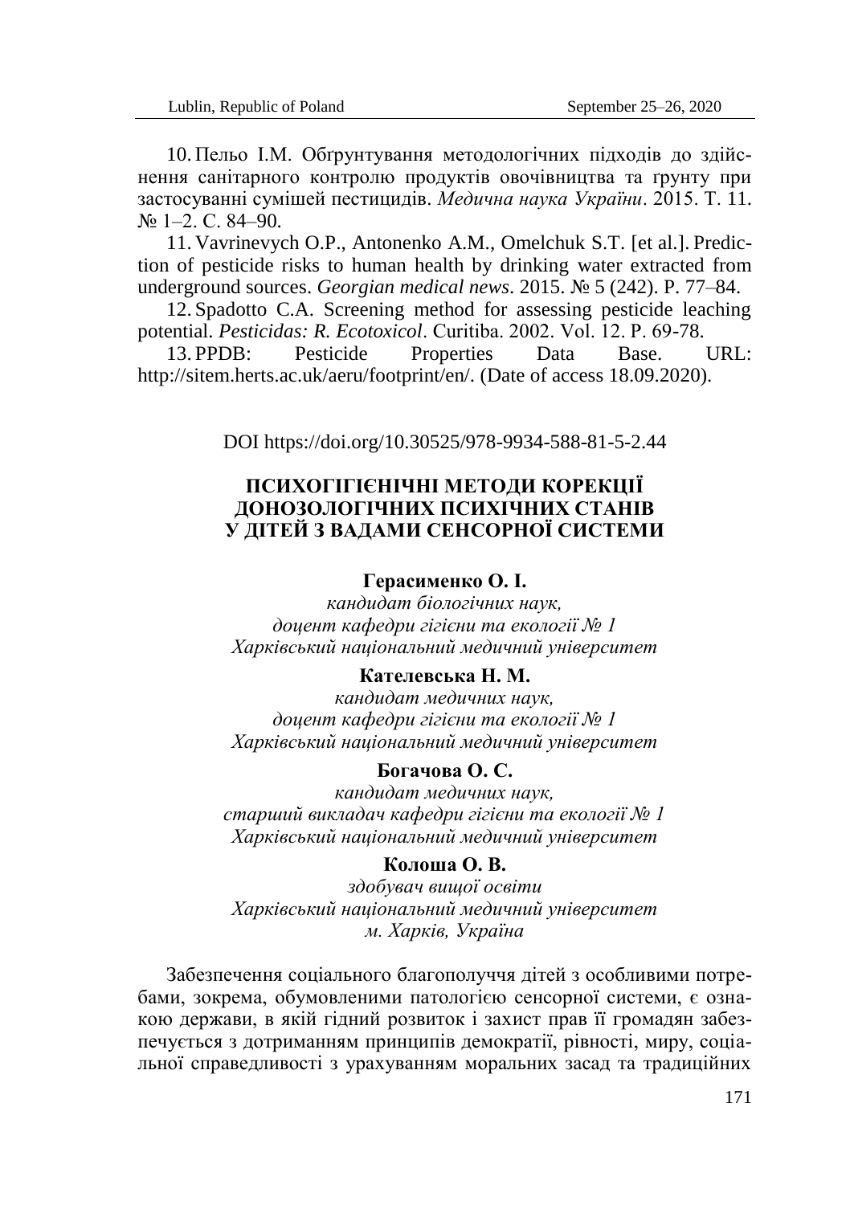10. Пельо І.М. Обґрунтування методологічних підходів до здійснення санітарного контролю продуктів овочівництва та ґрунту при застосуванні сумішей пестицидів. *Медична наука України*. 2015. Т. 11. № 1–2. С. 84–90.

11. Vavrinevych O.P., Antonenko A.M., Omelchuk S.T. [et al.]. Prediction of pesticide risks to human health by drinking water extracted from underground sources. *Georgian medical news*. 2015. № 5 (242). P. 77–84.

12. Spadotto C.A. Screening method for assessing pesticide leaching potential. *Pesticidas: R. Ecotoxicol*. Curitiba. 2002. Vol. 12. P. 69-78.

13. PPDB: Pesticide Properties Data Base. URL: http://sitem.herts.ac.uk/aeru/footprint/en/. (Date of access 18.09.2020).

DOI https://doi.org/10.30525/978-9934-588-81-5-2.44

## ПСИХОГІГІЄНІЧНІ МЕТОДИ КОРЕКЦІЇ ДОНОЗОЛОГІЧНИХ ПСИХІЧНИХ СТАНІВ У ДІТЕЙ З ВАДАМИ СЕНСОРНОЇ СИСТЕМИ

**Герасименко О. І.**
*кандидат біологічних наук,*
*доцент кафедри гігієни та екології № 1*
*Харківський національний медичний університет*

**Кателевська Н. М.**
*кандидат медичних наук,*
*доцент кафедри гігієни та екології № 1*
*Харківський національний медичний університет*

**Богачова О. С.**
*кандидат медичних наук,*
*старший викладач кафедри гігієни та екології № 1*
*Харківський національний медичний університет*

**Колоша О. В.**
*здобувач вищої освіти*
*Харківський національний медичний університет*
*м. Харків, Україна*

Забезпечення соціального благополуччя дітей з особливими потребами, зокрема, обумовленими патологією сенсорної системи, є ознакою держави, в якій гідний розвиток і захист прав її громадян забезпечується з дотриманням принципів демократії, рівності, миру, соціальної справедливості з урахуванням моральних засад та традиційних